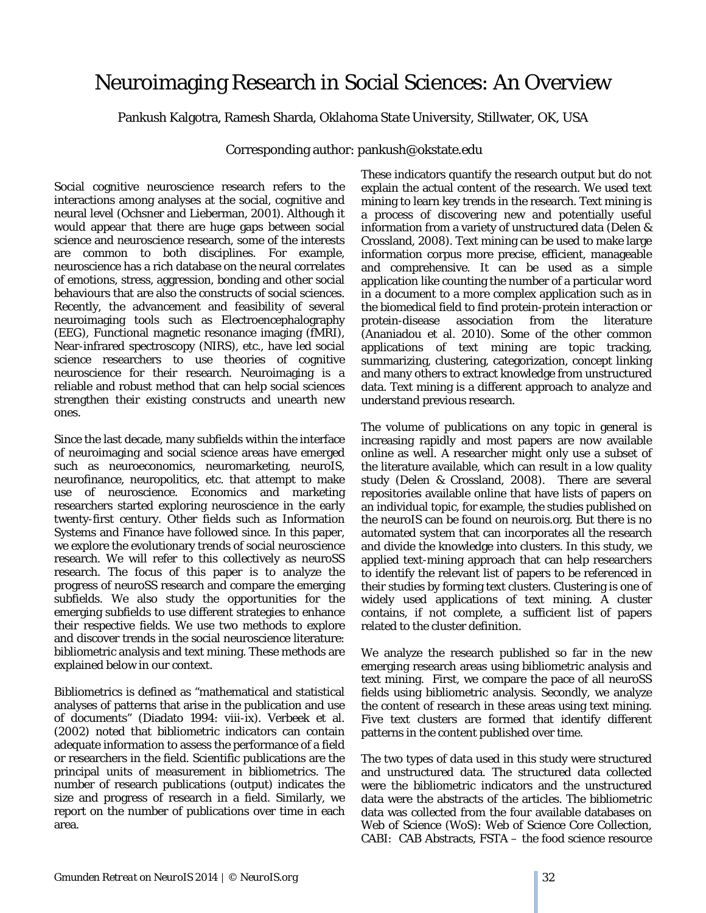# Neuroimaging Research in Social Sciences: An Overview

Pankush Kalgotra, Ramesh Sharda, Oklahoma State University, Stillwater, OK, USA

Corresponding author: pankush@okstate.edu

Social cognitive neuroscience research refers to the interactions among analyses at the social, cognitive and neural level (Ochsner and Lieberman, 2001). Although it would appear that there are huge gaps between social science and neuroscience research, some of the interests are common to both disciplines. For example, neuroscience has a rich database on the neural correlates of emotions, stress, aggression, bonding and other social behaviours that are also the constructs of social sciences. Recently, the advancement and feasibility of several neuroimaging tools such as Electroencephalography (EEG), Functional magnetic resonance imaging (fMRI), Near-infrared spectroscopy (NIRS), etc., have led social science researchers to use theories of cognitive neuroscience for their research. Neuroimaging is a reliable and robust method that can help social sciences strengthen their existing constructs and unearth new ones.

Since the last decade, many subfields within the interface of neuroimaging and social science areas have emerged such as neuroeconomics, neuromarketing, neuroIS, neurofinance, neuropolitics, etc. that attempt to make use of neuroscience. Economics and marketing researchers started exploring neuroscience in the early twenty-first century. Other fields such as Information Systems and Finance have followed since. In this paper, we explore the evolutionary trends of social neuroscience research. We will refer to this collectively as neuroSS research. The focus of this paper is to analyze the progress of neuroSS research and compare the emerging subfields. We also study the opportunities for the emerging subfields to use different strategies to enhance their respective fields. We use two methods to explore and discover trends in the social neuroscience literature: bibliometric analysis and text mining. These methods are explained below in our context.

Bibliometrics is defined as "mathematical and statistical analyses of patterns that arise in the publication and use of documents" (Diadato 1994: viii-ix). Verbeek et al. (2002) noted that bibliometric indicators can contain adequate information to assess the performance of a field or researchers in the field. Scientific publications are the principal units of measurement in bibliometrics. The number of research publications (output) indicates the size and progress of research in a field. Similarly, we report on the number of publications over time in each area.

These indicators quantify the research output but do not explain the actual content of the research. We used text mining to learn key trends in the research. Text mining is a process of discovering new and potentially useful information from a variety of unstructured data (Delen & Crossland, 2008). Text mining can be used to make large information corpus more precise, efficient, manageable and comprehensive. It can be used as a simple application like counting the number of a particular word in a document to a more complex application such as in the biomedical field to find protein-protein interaction or protein-disease association from the literature (Ananiadou et al. 2010). Some of the other common applications of text mining are topic tracking, summarizing, clustering, categorization, concept linking and many others to extract knowledge from unstructured data. Text mining is a different approach to analyze and understand previous research.

The volume of publications on any topic in general is increasing rapidly and most papers are now available online as well. A researcher might only use a subset of the literature available, which can result in a low quality study (Delen & Crossland, 2008). There are several repositories available online that have lists of papers on an individual topic, for example, the studies published on the neuroIS can be found on neurois.org. But there is no automated system that can incorporates all the research and divide the knowledge into clusters. In this study, we applied text-mining approach that can help researchers to identify the relevant list of papers to be referenced in their studies by forming text clusters. Clustering is one of widely used applications of text mining. A cluster contains, if not complete, a sufficient list of papers related to the cluster definition.

We analyze the research published so far in the new emerging research areas using bibliometric analysis and text mining. First, we compare the pace of all neuroSS fields using bibliometric analysis. Secondly, we analyze the content of research in these areas using text mining. Five text clusters are formed that identify different patterns in the content published over time.

The two types of data used in this study were structured and unstructured data. The structured data collected were the bibliometric indicators and the unstructured data were the abstracts of the articles. The bibliometric data was collected from the four available databases on Web of Science (WoS): Web of Science Core Collection, CABI: CAB Abstracts, FSTA – the food science resource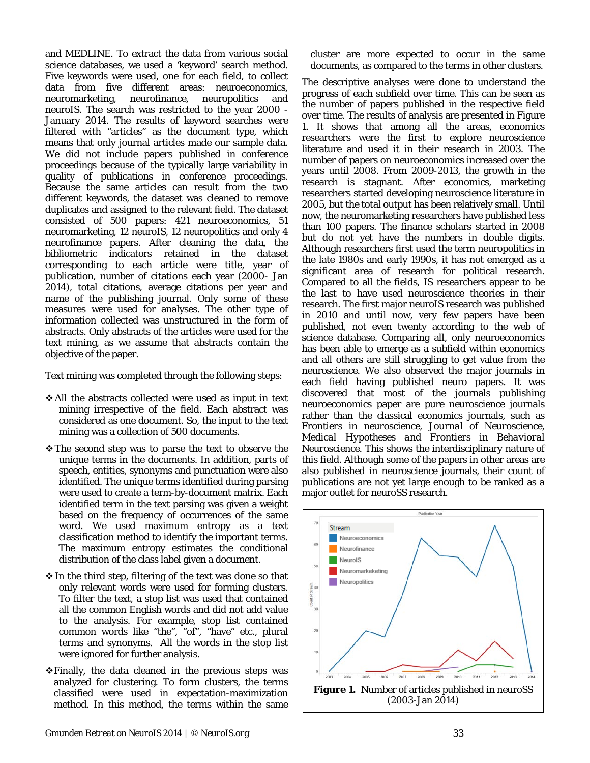and MEDLINE. To extract the data from various social science databases, we used a 'keyword' search method. Five keywords were used, one for each field, to collect data from five different areas: neuroeconomics, neuromarketing, neurofinance, neuropolitics and neuroIS. The search was restricted to the year 2000 - January 2014. The results of keyword searches were filtered with "articles" as the document type, which means that only journal articles made our sample data. We did not include papers published in conference proceedings because of the typically large variability in quality of publications in conference proceedings. Because the same articles can result from the two different keywords, the dataset was cleaned to remove duplicates and assigned to the relevant field. The dataset consisted of 500 papers: 421 neuroeconomics, 51 neuromarketing, 12 neuroIS, 12 neuropolitics and only 4 neurofinance papers. After cleaning the data, the bibliometric indicators retained in the dataset corresponding to each article were title, year of publication, number of citations each year (2000- Jan 2014), total citations, average citations per year and name of the publishing journal. Only some of these measures were used for analyses. The other type of information collected was unstructured in the form of abstracts. Only abstracts of the articles were used for the text mining, as we assume that abstracts contain the objective of the paper.

Text mining was completed through the following steps:

- All the abstracts collected were used as input in text mining irrespective of the field. Each abstract was considered as one document. So, the input to the text mining was a collection of 500 documents.
- The second step was to parse the text to observe the unique terms in the documents. In addition, parts of speech, entities, synonyms and punctuation were also identified. The unique terms identified during parsing were used to create a term-by-document matrix. Each identified term in the text parsing was given a weight based on the frequency of occurrences of the same word. We used maximum entropy as a text classification method to identify the important terms. The maximum entropy estimates the conditional distribution of the class label given a document.
- In the third step, filtering of the text was done so that only relevant words were used for forming clusters. To filter the text, a stop list was used that contained all the common English words and did not add value to the analysis. For example, stop list contained common words like "the", "of", "have" etc., plural terms and synonyms. All the words in the stop list were ignored for further analysis.
- Finally, the data cleaned in the previous steps was analyzed for clustering. To form clusters, the terms classified were used in expectation-maximization method. In this method, the terms within the same cluster are more expected to occur in the same documents, as compared to the terms in other clusters.

The descriptive analyses were done to understand the progress of each subfield over time. This can be seen as the number of papers published in the respective field over time. The results of analysis are presented in Figure 1. It shows that among all the areas, economics researchers were the first to explore neuroscience literature and used it in their research in 2003. The number of papers on neuroeconomics increased over the years until 2008. From 2009-2013, the growth in the research is stagnant. After economics, marketing researchers started developing neuroscience literature in 2005, but the total output has been relatively small. Until now, the neuromarketing researchers have published less than 100 papers. The finance scholars started in 2008 but do not yet have the numbers in double digits. Although researchers first used the term neuropolitics in the late 1980s and early 1990s, it has not emerged as a significant area of research for political research. Compared to all the fields, IS researchers appear to be the last to have used neuroscience theories in their research. The first major neuroIS research was published in 2010 and until now, very few papers have been published, not even twenty according to the web of science database. Comparing all, only neuroeconomics has been able to emerge as a subfield within economics and all others are still struggling to get value from the neuroscience. We also observed the major journals in each field having published neuro papers. It was discovered that most of the journals publishing neuroeconomics paper are pure neuroscience journals rather than the classical economics journals, such as Frontiers in neuroscience, *Journal of Neuroscience, Medical Hypotheses and Frontiers in Behavioral Neuroscience*. This shows the interdisciplinary nature of this field. Although some of the papers in other areas are also published in neuroscience journals, their count of publications are not yet large enough to be ranked as a major outlet for neuroSS research.

**Figure 1.** Number of articles published in neuroSS (2003-Jan 2014)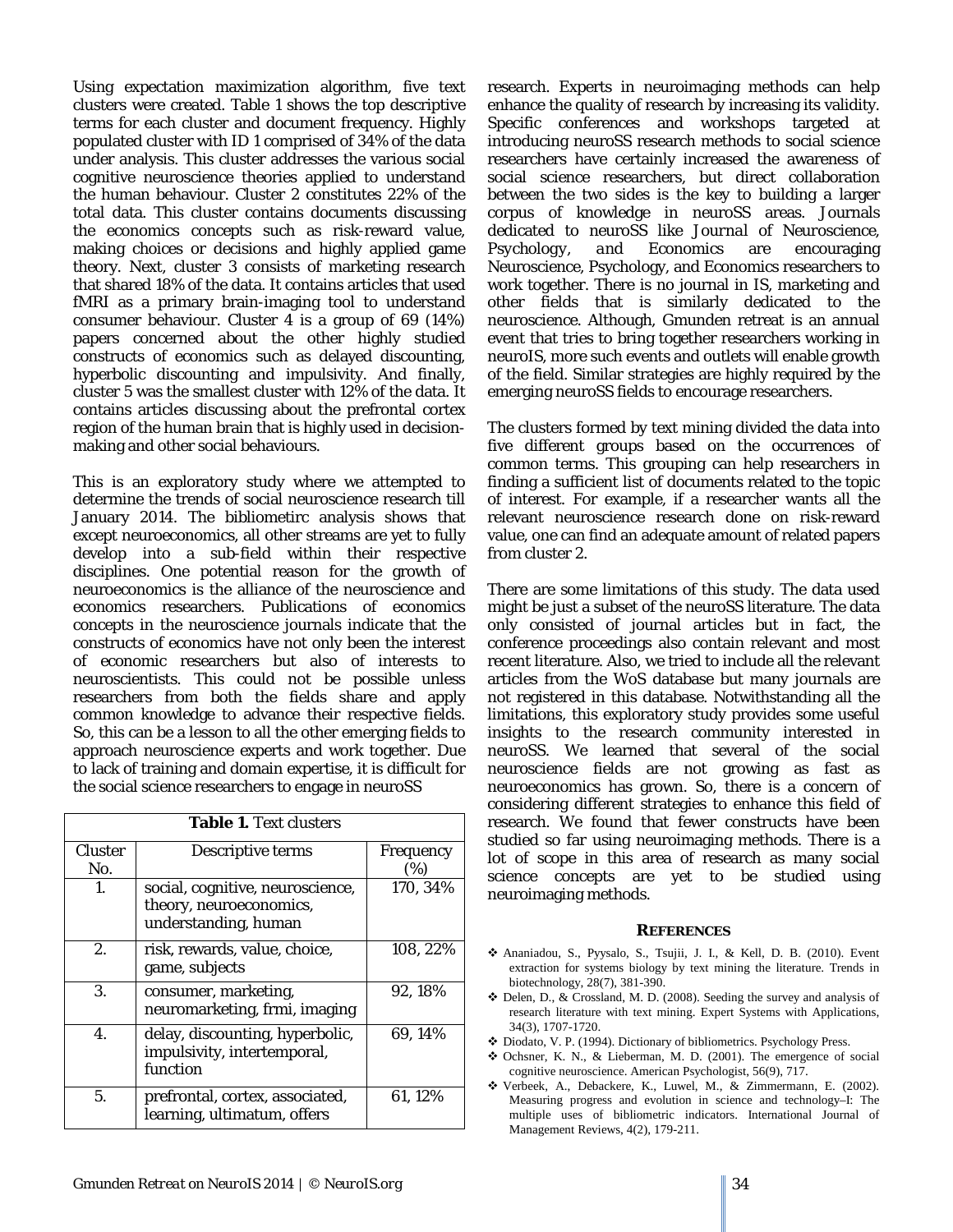Using expectation maximization algorithm, five text clusters were created. Table 1 shows the top descriptive terms for each cluster and document frequency. Highly populated cluster with ID 1 comprised of 34% of the data under analysis. This cluster addresses the various social cognitive neuroscience theories applied to understand the human behaviour. Cluster 2 constitutes 22% of the total data. This cluster contains documents discussing the economics concepts such as risk-reward value, making choices or decisions and highly applied game theory. Next, cluster 3 consists of marketing research that shared 18% of the data. It contains articles that used fMRI as a primary brain-imaging tool to understand consumer behaviour. Cluster 4 is a group of 69 (14%) papers concerned about the other highly studied constructs of economics such as delayed discounting, hyperbolic discounting and impulsivity. And finally, cluster 5 was the smallest cluster with 12% of the data. It contains articles discussing about the prefrontal cortex region of the human brain that is highly used in decision-making and other social behaviours.

This is an exploratory study where we attempted to determine the trends of social neuroscience research till January 2014. The bibliometirc analysis shows that except neuroeconomics, all other streams are yet to fully develop into a sub-field within their respective disciplines. One potential reason for the growth of neuroeconomics is the alliance of the neuroscience and economics researchers. Publications of economics concepts in the neuroscience journals indicate that the constructs of economics have not only been the interest of economic researchers but also of interests to neuroscientists. This could not be possible unless researchers from both the fields share and apply common knowledge to advance their respective fields. So, this can be a lesson to all the other emerging fields to approach neuroscience experts and work together. Due to lack of training and domain expertise, it is difficult for the social science researchers to engage in neuroSS research. Experts in neuroimaging methods can help enhance the quality of research by increasing its validity. Specific conferences and workshops targeted at introducing neuroSS research methods to social science researchers have certainly increased the awareness of social science researchers, but direct collaboration between the two sides is the key to building a larger corpus of knowledge in neuroSS areas. Journals dedicated to neuroSS like *Journal of Neuroscience, Psychology, and Economics* are encouraging Neuroscience, Psychology, and Economics researchers to work together. There is no journal in IS, marketing and other fields that is similarly dedicated to the neuroscience. Although, Gmunden retreat is an annual event that tries to bring together researchers working in neuroIS, more such events and outlets will enable growth of the field. Similar strategies are highly required by the emerging neuroSS fields to encourage researchers.

**Table 1.** Text clusters

| Cluster No. | Descriptive terms | Frequency (%) |
|---|---|---|
| 1. | social, cognitive, neuroscience, theory, neuroeconomics, understanding, human | 170, 34% |
| 2. | risk, rewards, value, choice, game, subjects | 108, 22% |
| 3. | consumer, marketing, neuromarketing, frmi, imaging | 92, 18% |
| 4. | delay, discounting, hyperbolic, impulsivity, intertemporal, function | 69, 14% |
| 5. | prefrontal, cortex, associated, learning, ultimatum, offers | 61, 12% |

The clusters formed by text mining divided the data into five different groups based on the occurrences of common terms. This grouping can help researchers in finding a sufficient list of documents related to the topic of interest. For example, if a researcher wants all the relevant neuroscience research done on risk-reward value, one can find an adequate amount of related papers from cluster 2.

There are some limitations of this study. The data used might be just a subset of the neuroSS literature. The data only consisted of journal articles but in fact, the conference proceedings also contain relevant and most recent literature. Also, we tried to include all the relevant articles from the WoS database but many journals are not registered in this database. Notwithstanding all the limitations, this exploratory study provides some useful insights to the research community interested in neuroSS. We learned that several of the social neuroscience fields are not growing as fast as neuroeconomics has grown. So, there is a concern of considering different strategies to enhance this field of research. We found that fewer constructs have been studied so far using neuroimaging methods. There is a lot of scope in this area of research as many social science concepts are yet to be studied using neuroimaging methods.

## REFERENCES

- Ananiadou, S., Pyysalo, S., Tsujii, J. I., & Kell, D. B. (2010). Event extraction for systems biology by text mining the literature. Trends in biotechnology, 28(7), 381-390.
- Delen, D., & Crossland, M. D. (2008). Seeding the survey and analysis of research literature with text mining. Expert Systems with Applications, 34(3), 1707-1720.
- Diodato, V. P. (1994). Dictionary of bibliometrics. Psychology Press.
- Ochsner, K. N., & Lieberman, M. D. (2001). The emergence of social cognitive neuroscience. American Psychologist, 56(9), 717.
- Verbeek, A., Debackere, K., Luwel, M., & Zimmermann, E. (2002). Measuring progress and evolution in science and technology–I: The multiple uses of bibliometric indicators. International Journal of Management Reviews, 4(2), 179-211.